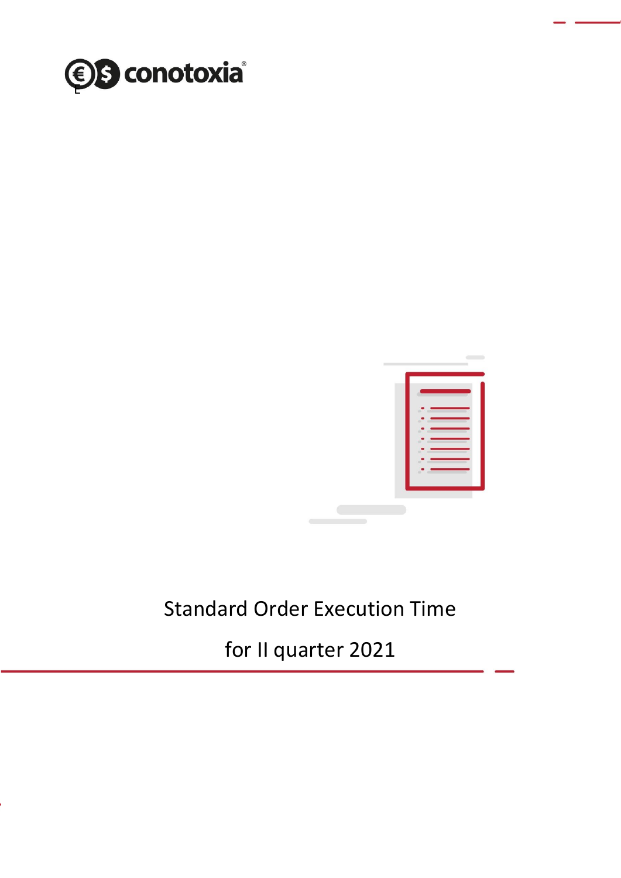conotoxia®

# Standard Order Execution Time

# for II quarter 2021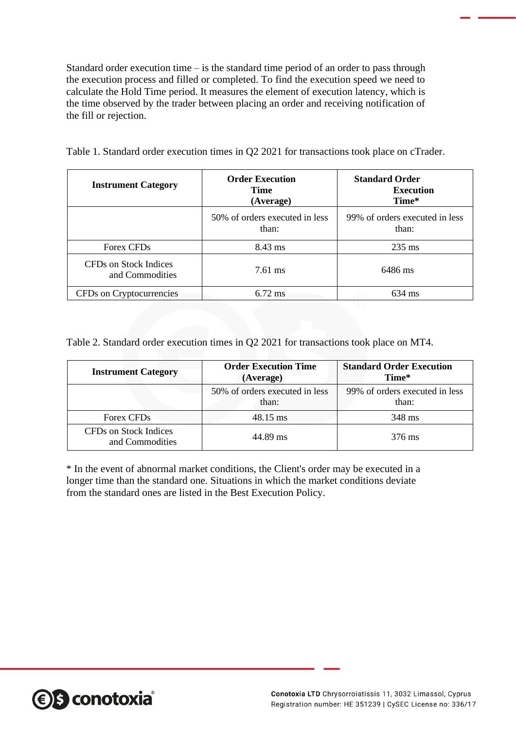Standard order execution time – is the standard time period of an order to pass through the execution process and filled or completed. To find the execution speed we need to calculate the Hold Time period. It measures the element of execution latency, which is the time observed by the trader between placing an order and receiving notification of the fill or rejection.

Table 1. Standard order execution times in Q2 2021 for transactions took place on cTrader.

| **Instrument Category** | **Order Execution Time (Average)** | **Standard Order Execution Time*** |
|---|---|---|
| | 50% of orders executed in less than: | 99% of orders executed in less than: |
| Forex CFDs | 8.43 ms | 235 ms |
| CFDs on Stock Indices and Commodities | 7.61 ms | 6486 ms |
| CFDs on Cryptocurrencies | 6.72 ms | 634 ms |

Table 2. Standard order execution times in Q2 2021 for transactions took place on MT4.

| **Instrument Category** | **Order Execution Time (Average)** | **Standard Order Execution Time*** |
|---|---|---|
| | 50% of orders executed in less than: | 99% of orders executed in less than: |
| Forex CFDs | 48.15 ms | 348 ms |
| CFDs on Stock Indices and Commodities | 44.89 ms | 376 ms |

* In the event of abnormal market conditions, the Client's order may be executed in a longer time than the standard one. Situations in which the market conditions deviate from the standard ones are listed in the Best Execution Policy.